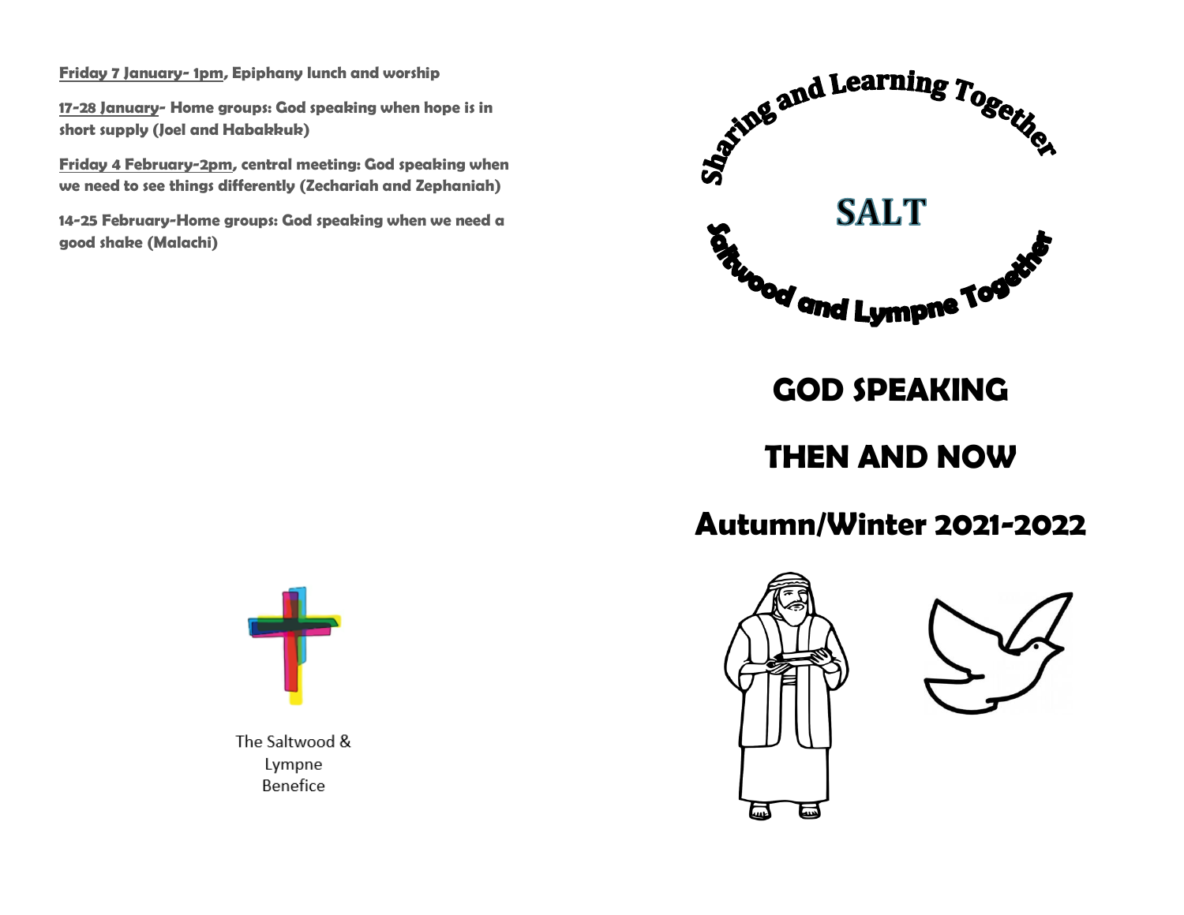**Friday 7 January- 1pm**, **Epiphany lunch and worship**

**17-28 January- Home groups: God speaking when hope is in short supply (Joel and Habakkuk)**

**Friday 4 February-2pm, central meeting: God speaking when we need to see things differently (Zechariah and Zephaniah)**

**14-25 February-Home groups: God speaking when we need a good shake (Malachi)**

The Saltwood & Lympne Benefice

Sharing and Learning Together

# SALT

Saltwood and Lympne Together

# GOD SPEAKING

# THEN AND NOW

## Autumn/Winter 2021-2022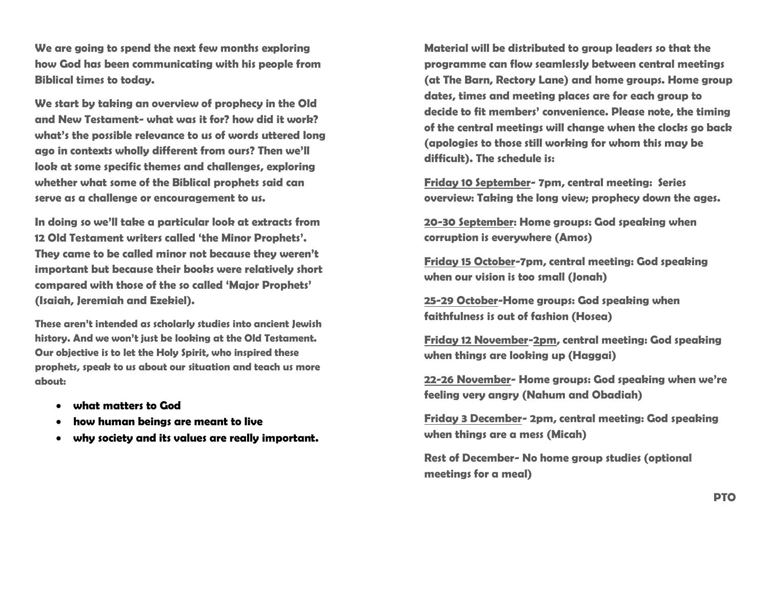**We are going to spend the next few months exploring how God has been communicating with his people from Biblical times to today.**

**We start by taking an overview of prophecy in the Old and New Testament- what was it for? how did it work? what's the possible relevance to us of words uttered long ago in contexts wholly different from ours? Then we'll look at some specific themes and challenges, exploring whether what some of the Biblical prophets said can serve as a challenge or encouragement to us.**

**In doing so we'll take a particular look at extracts from 12 Old Testament writers called 'the Minor Prophets'. They came to be called minor not because they weren't important but because their books were relatively short compared with those of the so called 'Major Prophets' (Isaiah, Jeremiah and Ezekiel).**

**These aren't intended as scholarly studies into ancient Jewish history. And we won't just be looking at the Old Testament. Our objective is to let the Holy Spirit, who inspired these prophets, speak to us about our situation and teach us more about:**

- **what matters to God**
- **how human beings are meant to live**
- **why society and its values are really important.**

**Material will be distributed to group leaders so that the programme can flow seamlessly between central meetings (at The Barn, Rectory Lane) and home groups. Home group dates, times and meeting places are for each group to decide to fit members' convenience. Please note, the timing of the central meetings will change when the clocks go back (apologies to those still working for whom this may be difficult). The schedule is:**

**<u>Friday 10 September</u>- 7pm, central meeting: Series overview: Taking the long view; prophecy down the ages.**

**<u>20-30 September</u>: Home groups: God speaking when corruption is everywhere (Amos)**

**<u>Friday 15 October</u>-7pm, central meeting: God speaking when our vision is too small (Jonah)**

**<u>25-29 October</u>-Home groups: God speaking when faithfulness is out of fashion (Hosea)**

**<u>Friday 12 November</u>-<u>2pm</u>, central meeting: God speaking when things are looking up (Haggai)**

**<u>22-26 November</u>- Home groups: God speaking when we're feeling very angry (Nahum and Obadiah)**

**<u>Friday 3 December</u>- 2pm, central meeting: God speaking when things are a mess (Micah)**

**Rest of December- No home group studies (optional meetings for a meal)**

**PTO**